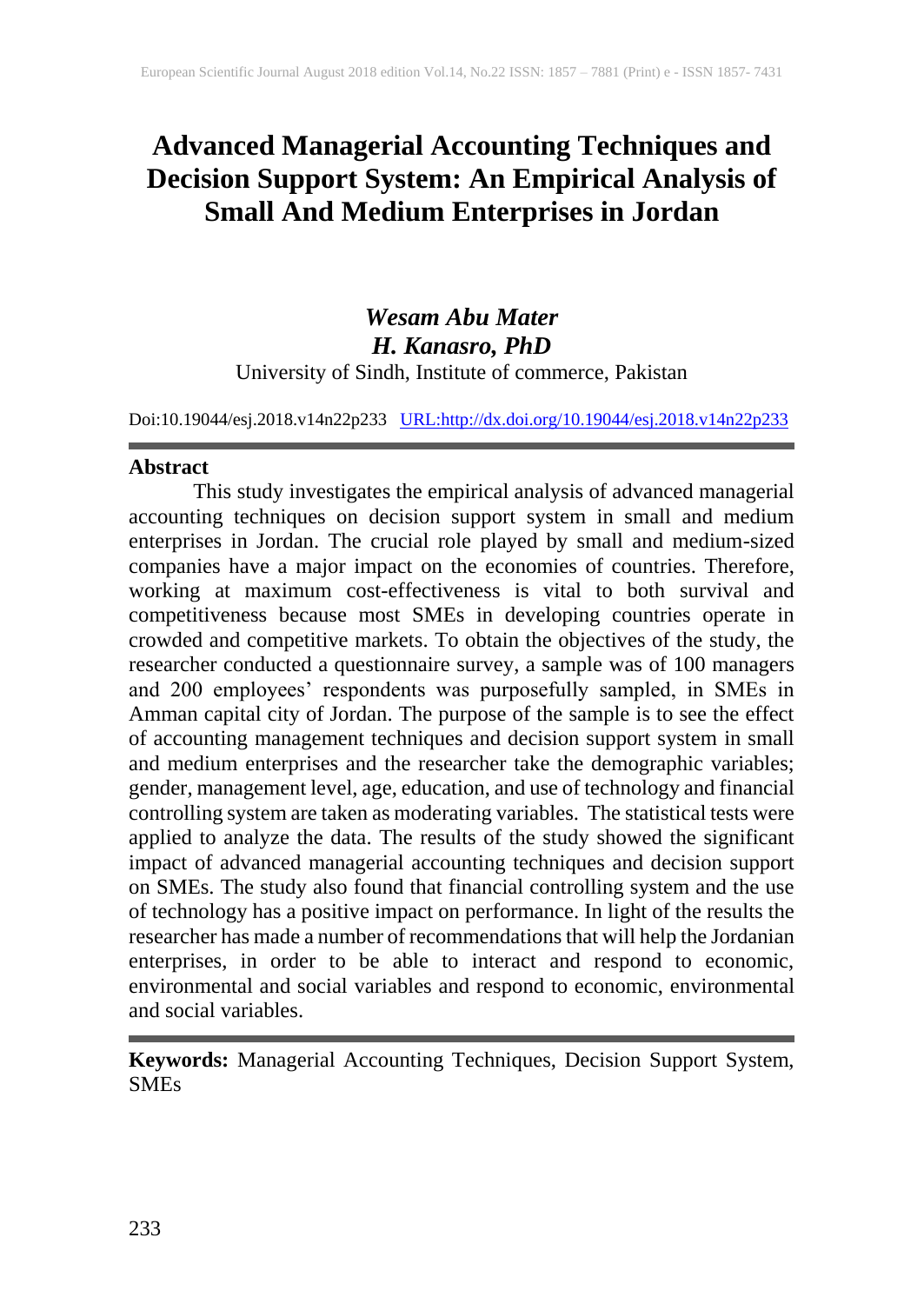# Advanced Managerial Accounting Techniques and Decision Support System: An Empirical Analysis of Small And Medium Enterprises in Jordan

***Wesam Abu Mater***
***H. Kanasro, PhD***
University of Sindh, Institute of commerce, Pakistan

Doi:10.19044/esj.2018.v14n22p233 [URL:http://dx.doi.org/10.19044/esj.2018.v14n22p233](http://dx.doi.org/10.19044/esj.2018.v14n22p233)

---

**Abstract**

This study investigates the empirical analysis of advanced managerial accounting techniques on decision support system in small and medium enterprises in Jordan. The crucial role played by small and medium-sized companies have a major impact on the economies of countries. Therefore, working at maximum cost-effectiveness is vital to both survival and competitiveness because most SMEs in developing countries operate in crowded and competitive markets. To obtain the objectives of the study, the researcher conducted a questionnaire survey, a sample was of 100 managers and 200 employees' respondents was purposefully sampled, in SMEs in Amman capital city of Jordan. The purpose of the sample is to see the effect of accounting management techniques and decision support system in small and medium enterprises and the researcher take the demographic variables; gender, management level, age, education, and use of technology and financial controlling system are taken as moderating variables. The statistical tests were applied to analyze the data. The results of the study showed the significant impact of advanced managerial accounting techniques and decision support on SMEs. The study also found that financial controlling system and the use of technology has a positive impact on performance. In light of the results the researcher has made a number of recommendations that will help the Jordanian enterprises, in order to be able to interact and respond to economic, environmental and social variables and respond to economic, environmental and social variables.

---

**Keywords:** Managerial Accounting Techniques, Decision Support System, SMEs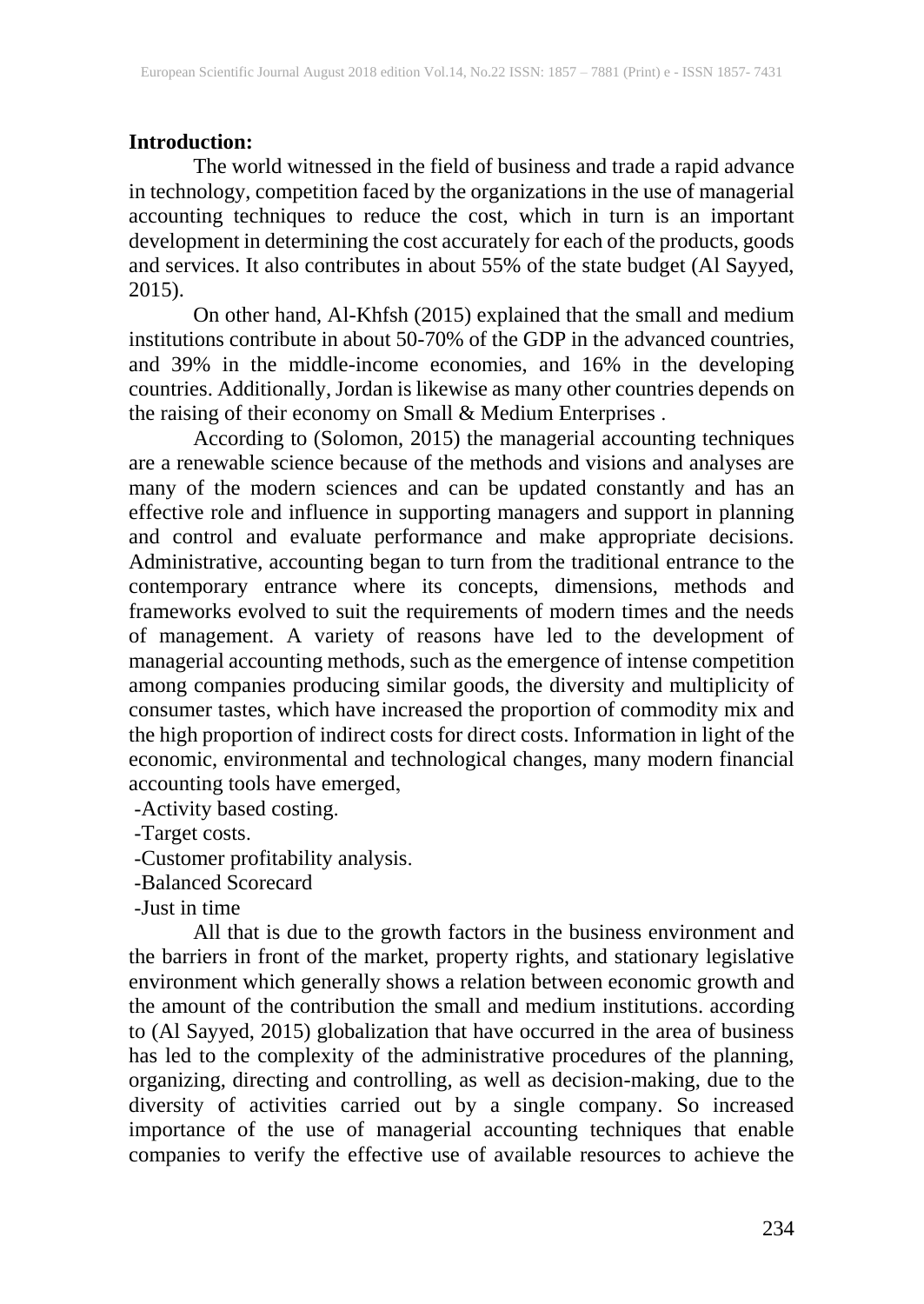**Introduction:**

The world witnessed in the field of business and trade a rapid advance in technology, competition faced by the organizations in the use of managerial accounting techniques to reduce the cost, which in turn is an important development in determining the cost accurately for each of the products, goods and services. It also contributes in about 55% of the state budget (Al Sayyed, 2015).

On other hand, Al-Khfsh (2015) explained that the small and medium institutions contribute in about 50-70% of the GDP in the advanced countries, and 39% in the middle-income economies, and 16% in the developing countries. Additionally, Jordan is likewise as many other countries depends on the raising of their economy on Small & Medium Enterprises .

According to (Solomon, 2015) the managerial accounting techniques are a renewable science because of the methods and visions and analyses are many of the modern sciences and can be updated constantly and has an effective role and influence in supporting managers and support in planning and control and evaluate performance and make appropriate decisions. Administrative, accounting began to turn from the traditional entrance to the contemporary entrance where its concepts, dimensions, methods and frameworks evolved to suit the requirements of modern times and the needs of management. A variety of reasons have led to the development of managerial accounting methods, such as the emergence of intense competition among companies producing similar goods, the diversity and multiplicity of consumer tastes, which have increased the proportion of commodity mix and the high proportion of indirect costs for direct costs. Information in light of the economic, environmental and technological changes, many modern financial accounting tools have emerged,

- Activity based costing.
- Target costs.
- Customer profitability analysis.
- Balanced Scorecard
- Just in time

All that is due to the growth factors in the business environment and the barriers in front of the market, property rights, and stationary legislative environment which generally shows a relation between economic growth and the amount of the contribution the small and medium institutions. according to (Al Sayyed, 2015) globalization that have occurred in the area of business has led to the complexity of the administrative procedures of the planning, organizing, directing and controlling, as well as decision-making, due to the diversity of activities carried out by a single company. So increased importance of the use of managerial accounting techniques that enable companies to verify the effective use of available resources to achieve the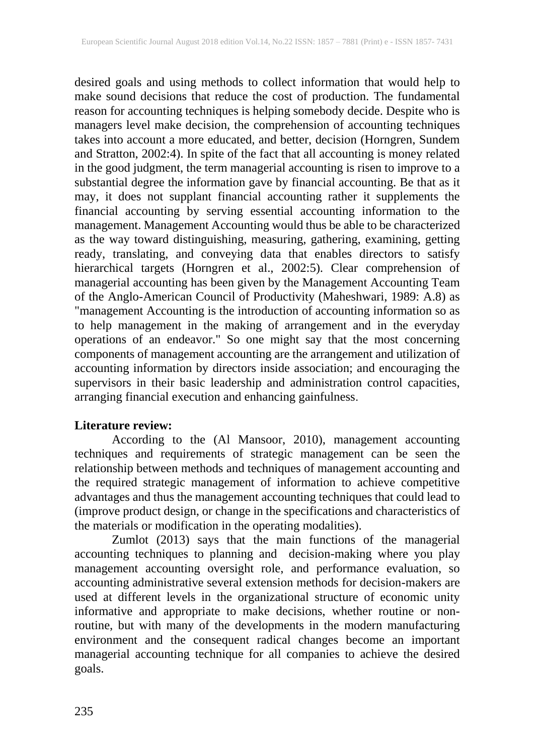desired goals and using methods to collect information that would help to make sound decisions that reduce the cost of production. The fundamental reason for accounting techniques is helping somebody decide. Despite who is managers level make decision, the comprehension of accounting techniques takes into account a more educated, and better, decision (Horngren, Sundem and Stratton, 2002:4). In spite of the fact that all accounting is money related in the good judgment, the term managerial accounting is risen to improve to a substantial degree the information gave by financial accounting. Be that as it may, it does not supplant financial accounting rather it supplements the financial accounting by serving essential accounting information to the management. Management Accounting would thus be able to be characterized as the way toward distinguishing, measuring, gathering, examining, getting ready, translating, and conveying data that enables directors to satisfy hierarchical targets (Horngren et al., 2002:5). Clear comprehension of managerial accounting has been given by the Management Accounting Team of the Anglo-American Council of Productivity (Maheshwari, 1989: A.8) as "management Accounting is the introduction of accounting information so as to help management in the making of arrangement and in the everyday operations of an endeavor." So one might say that the most concerning components of management accounting are the arrangement and utilization of accounting information by directors inside association; and encouraging the supervisors in their basic leadership and administration control capacities, arranging financial execution and enhancing gainfulness.

**Literature review:**

According to the (Al Mansoor, 2010), management accounting techniques and requirements of strategic management can be seen the relationship between methods and techniques of management accounting and the required strategic management of information to achieve competitive advantages and thus the management accounting techniques that could lead to (improve product design, or change in the specifications and characteristics of the materials or modification in the operating modalities).

Zumlot (2013) says that the main functions of the managerial accounting techniques to planning and decision-making where you play management accounting oversight role, and performance evaluation, so accounting administrative several extension methods for decision-makers are used at different levels in the organizational structure of economic unity informative and appropriate to make decisions, whether routine or non-routine, but with many of the developments in the modern manufacturing environment and the consequent radical changes become an important managerial accounting technique for all companies to achieve the desired goals.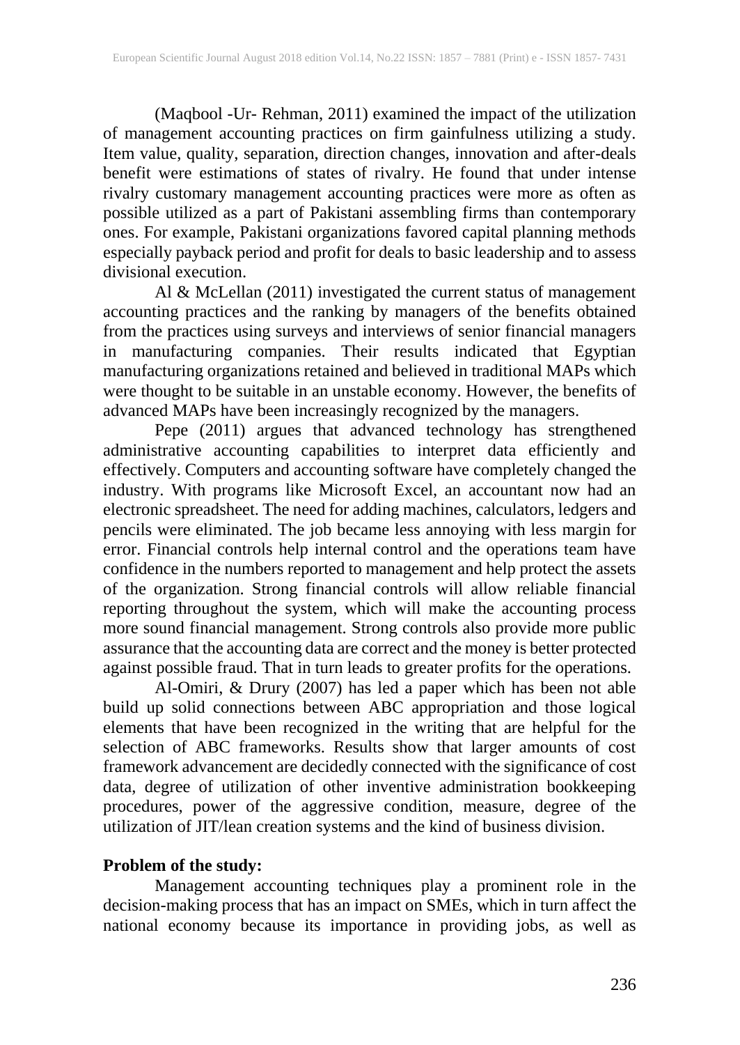(Maqbool -Ur- Rehman, 2011) examined the impact of the utilization of management accounting practices on firm gainfulness utilizing a study. Item value, quality, separation, direction changes, innovation and after-deals benefit were estimations of states of rivalry. He found that under intense rivalry customary management accounting practices were more as often as possible utilized as a part of Pakistani assembling firms than contemporary ones. For example, Pakistani organizations favored capital planning methods especially payback period and profit for deals to basic leadership and to assess divisional execution.

Al & McLellan (2011) investigated the current status of management accounting practices and the ranking by managers of the benefits obtained from the practices using surveys and interviews of senior financial managers in manufacturing companies. Their results indicated that Egyptian manufacturing organizations retained and believed in traditional MAPs which were thought to be suitable in an unstable economy. However, the benefits of advanced MAPs have been increasingly recognized by the managers.

Pepe (2011) argues that advanced technology has strengthened administrative accounting capabilities to interpret data efficiently and effectively. Computers and accounting software have completely changed the industry. With programs like Microsoft Excel, an accountant now had an electronic spreadsheet. The need for adding machines, calculators, ledgers and pencils were eliminated. The job became less annoying with less margin for error. Financial controls help internal control and the operations team have confidence in the numbers reported to management and help protect the assets of the organization. Strong financial controls will allow reliable financial reporting throughout the system, which will make the accounting process more sound financial management. Strong controls also provide more public assurance that the accounting data are correct and the money is better protected against possible fraud. That in turn leads to greater profits for the operations.

Al-Omiri, & Drury (2007) has led a paper which has been not able build up solid connections between ABC appropriation and those logical elements that have been recognized in the writing that are helpful for the selection of ABC frameworks. Results show that larger amounts of cost framework advancement are decidedly connected with the significance of cost data, degree of utilization of other inventive administration bookkeeping procedures, power of the aggressive condition, measure, degree of the utilization of JIT/lean creation systems and the kind of business division.

**Problem of the study:**

Management accounting techniques play a prominent role in the decision-making process that has an impact on SMEs, which in turn affect the national economy because its importance in providing jobs, as well as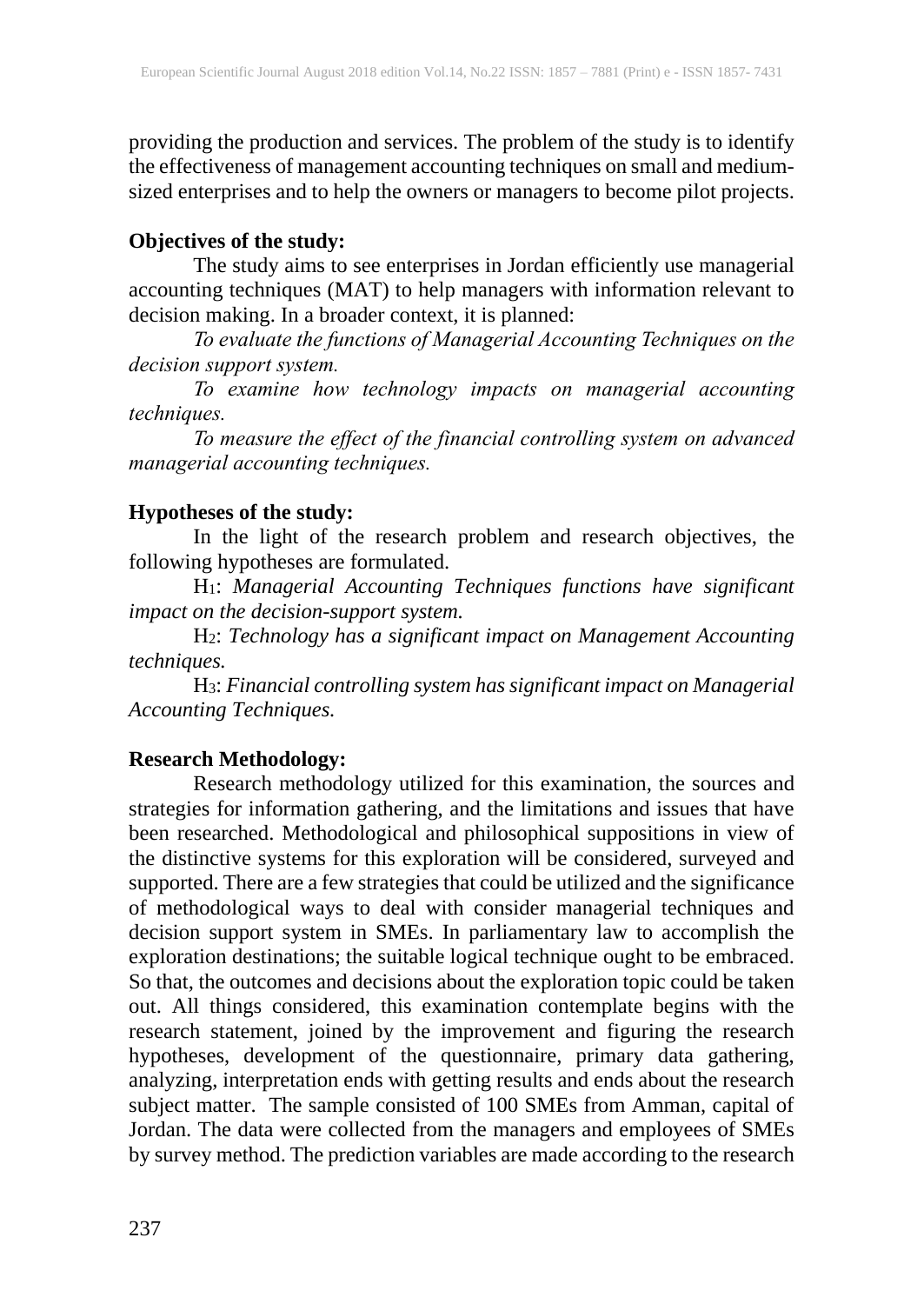providing the production and services. The problem of the study is to identify the effectiveness of management accounting techniques on small and medium-sized enterprises and to help the owners or managers to become pilot projects.

**Objectives of the study:**

The study aims to see enterprises in Jordan efficiently use managerial accounting techniques (MAT) to help managers with information relevant to decision making. In a broader context, it is planned:

*To evaluate the functions of Managerial Accounting Techniques on the decision support system.*

*To examine how technology impacts on managerial accounting techniques.*

*To measure the effect of the financial controlling system on advanced managerial accounting techniques.*

**Hypotheses of the study:**

In the light of the research problem and research objectives, the following hypotheses are formulated.

$H_1$: *Managerial Accounting Techniques functions have significant impact on the decision-support system.*

$H_2$: *Technology has a significant impact on Management Accounting techniques.*

$H_3$: *Financial controlling system has significant impact on Managerial Accounting Techniques.*

**Research Methodology:**

Research methodology utilized for this examination, the sources and strategies for information gathering, and the limitations and issues that have been researched. Methodological and philosophical suppositions in view of the distinctive systems for this exploration will be considered, surveyed and supported. There are a few strategies that could be utilized and the significance of methodological ways to deal with consider managerial techniques and decision support system in SMEs. In parliamentary law to accomplish the exploration destinations; the suitable logical technique ought to be embraced. So that, the outcomes and decisions about the exploration topic could be taken out. All things considered, this examination contemplate begins with the research statement, joined by the improvement and figuring the research hypotheses, development of the questionnaire, primary data gathering, analyzing, interpretation ends with getting results and ends about the research subject matter. The sample consisted of 100 SMEs from Amman, capital of Jordan. The data were collected from the managers and employees of SMEs by survey method. The prediction variables are made according to the research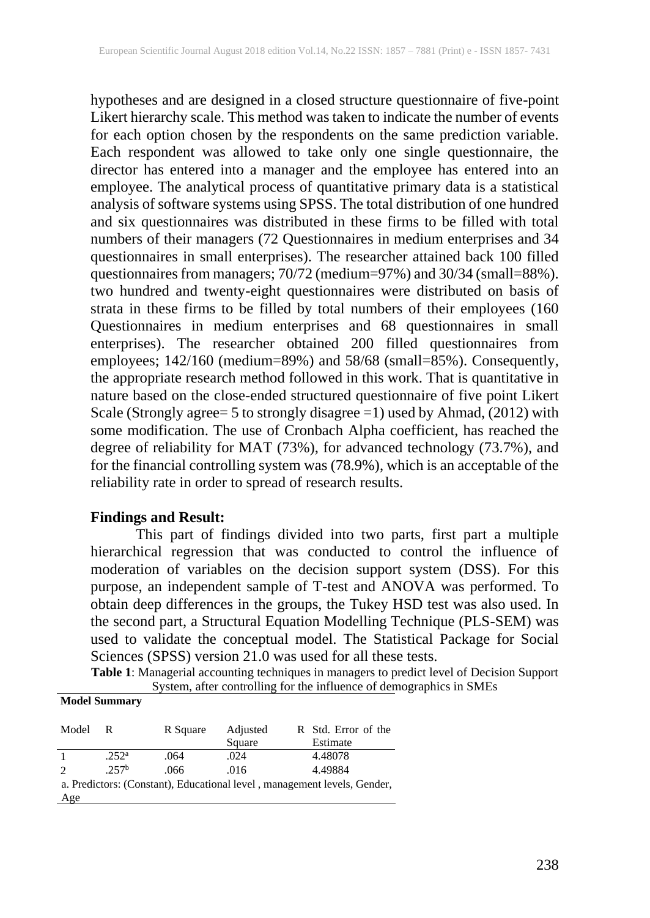hypotheses and are designed in a closed structure questionnaire of five-point Likert hierarchy scale. This method was taken to indicate the number of events for each option chosen by the respondents on the same prediction variable. Each respondent was allowed to take only one single questionnaire, the director has entered into a manager and the employee has entered into an employee. The analytical process of quantitative primary data is a statistical analysis of software systems using SPSS. The total distribution of one hundred and six questionnaires was distributed in these firms to be filled with total numbers of their managers (72 Questionnaires in medium enterprises and 34 questionnaires in small enterprises). The researcher attained back 100 filled questionnaires from managers; 70/72 (medium=97%) and 30/34 (small=88%). two hundred and twenty-eight questionnaires were distributed on basis of strata in these firms to be filled by total numbers of their employees (160 Questionnaires in medium enterprises and 68 questionnaires in small enterprises). The researcher obtained 200 filled questionnaires from employees; 142/160 (medium=89%) and 58/68 (small=85%). Consequently, the appropriate research method followed in this work. That is quantitative in nature based on the close-ended structured questionnaire of five point Likert Scale (Strongly agree= 5 to strongly disagree =1) used by Ahmad, (2012) with some modification. The use of Cronbach Alpha coefficient, has reached the degree of reliability for MAT (73%), for advanced technology (73.7%), and for the financial controlling system was (78.9%), which is an acceptable of the reliability rate in order to spread of research results.

## Findings and Result:

This part of findings divided into two parts, first part a multiple hierarchical regression that was conducted to control the influence of moderation of variables on the decision support system (DSS). For this purpose, an independent sample of T-test and ANOVA was performed. To obtain deep differences in the groups, the Tukey HSD test was also used. In the second part, a Structural Equation Modelling Technique (PLS-SEM) was used to validate the conceptual model. The Statistical Package for Social Sciences (SPSS) version 21.0 was used for all these tests.

**Table 1**: Managerial accounting techniques in managers to predict level of Decision Support System, after controlling for the influence of demographics in SMEs

**Model Summary**

| Model | R | R Square | Adjusted R Square | Std. Error of the Estimate |
|---|---|---|---|---|
| 1 | .252[a] | .064 | .024 | 4.48078 |
| 2 | .257[b] | .066 | .016 | 4.49884 |

a. Predictors: (Constant), Educational level , management levels, Gender, Age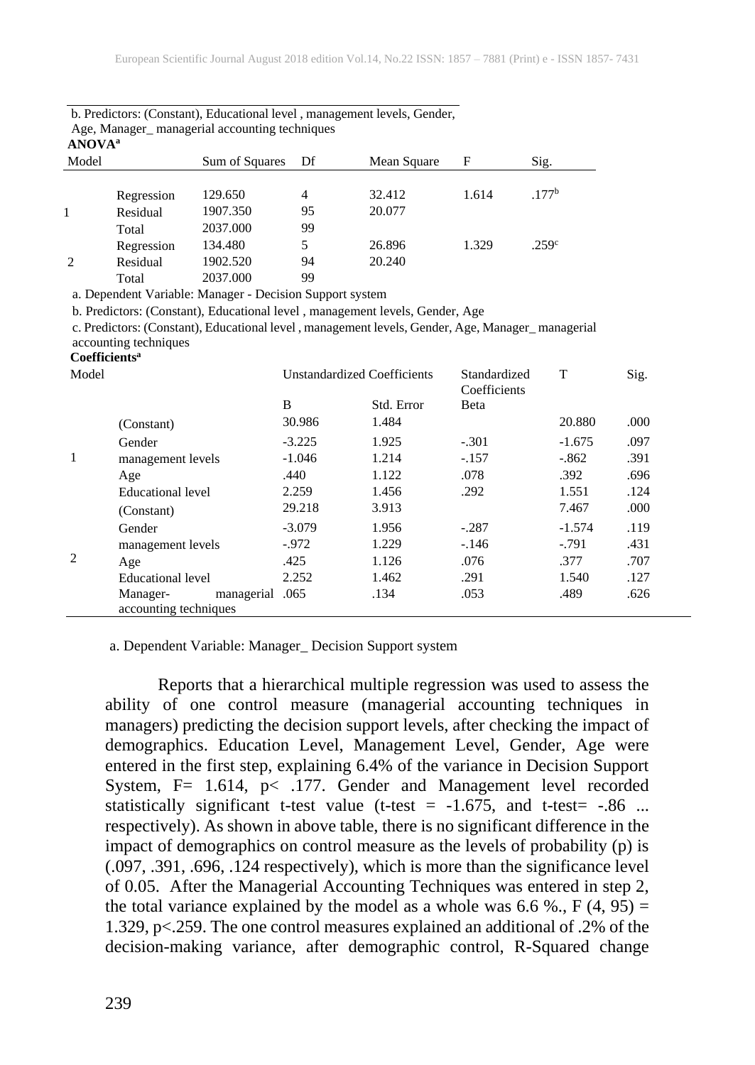b. Predictors: (Constant), Educational level , management levels, Gender, Age, Manager_ managerial accounting techniques

**ANOVA**[a]

| Model | | Sum of Squares | Df | Mean Square | F | Sig. |
|---|---|---|---|---|---|---|
| 1 | Regression | 129.650 | 4 | 32.412 | 1.614 | .177[b] |
| | Residual | 1907.350 | 95 | 20.077 | | |
| | Total | 2037.000 | 99 | | | |
| 2 | Regression | 134.480 | 5 | 26.896 | 1.329 | .259[c] |
| | Residual | 1902.520 | 94 | 20.240 | | |
| | Total | 2037.000 | 99 | | | |

a. Dependent Variable: Manager - Decision Support system

b. Predictors: (Constant), Educational level , management levels, Gender, Age

c. Predictors: (Constant), Educational level , management levels, Gender, Age, Manager_ managerial accounting techniques

**Coefficients**[a]

| Model | | Unstandardized Coefficients | | Standardized Coefficients | T | Sig. |
|---|---|---|---|---|---|---|
| | | B | Std. Error | Beta | | |
| 1 | (Constant) | 30.986 | 1.484 | | 20.880 | .000 |
| | Gender | -3.225 | 1.925 | -.301 | -1.675 | .097 |
| | management levels | -1.046 | 1.214 | -.157 | -.862 | .391 |
| | Age | .440 | 1.122 | .078 | .392 | .696 |
| | Educational level | 2.259 | 1.456 | .292 | 1.551 | .124 |
| 2 | (Constant) | 29.218 | 3.913 | | 7.467 | .000 |
| | Gender | -3.079 | 1.956 | -.287 | -1.574 | .119 |
| | management levels | -.972 | 1.229 | -.146 | -.791 | .431 |
| | Age | .425 | 1.126 | .076 | .377 | .707 |
| | Educational level | 2.252 | 1.462 | .291 | 1.540 | .127 |
| | Manager- managerial accounting techniques | .065 | .134 | .053 | .489 | .626 |

a. Dependent Variable: Manager_ Decision Support system

Reports that a hierarchical multiple regression was used to assess the ability of one control measure (managerial accounting techniques in managers) predicting the decision support levels, after checking the impact of demographics. Education Level, Management Level, Gender, Age were entered in the first step, explaining 6.4% of the variance in Decision Support System, F= 1.614, p< .177. Gender and Management level recorded statistically significant t-test value (t-test = -1.675, and t-test= -.86 ... respectively). As shown in above table, there is no significant difference in the impact of demographics on control measure as the levels of probability (p) is (.097, .391, .696, .124 respectively), which is more than the significance level of 0.05. After the Managerial Accounting Techniques was entered in step 2, the total variance explained by the model as a whole was 6.6 %., F (4, 95) = 1.329, p<.259. The one control measures explained an additional of .2% of the decision-making variance, after demographic control, R-Squared change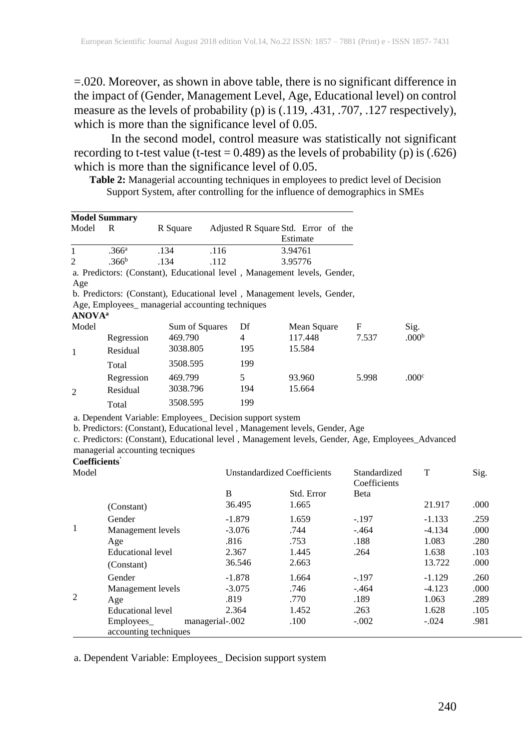=.020. Moreover, as shown in above table, there is no significant difference in the impact of (Gender, Management Level, Age, Educational level) on control measure as the levels of probability (p) is (.119, .431, .707, .127 respectively), which is more than the significance level of 0.05.

In the second model, control measure was statistically not significant recording to t-test value (t-test = 0.489) as the levels of probability (p) is (.626) which is more than the significance level of 0.05.

**Table 2:** Managerial accounting techniques in employees to predict level of Decision Support System, after controlling for the influence of demographics in SMEs

**Model Summary**

| Model | R | R Square | Adjusted R Square | Std. Error of the Estimate |
|---|---|---|---|---|
| 1 | .366[a] | .134 | .116 | 3.94761 |
| 2 | .366[b] | .134 | .112 | 3.95776 |

a. Predictors: (Constant), Educational level , Management levels, Gender, Age

b. Predictors: (Constant), Educational level , Management levels, Gender, Age, Employees_ managerial accounting techniques

**ANOVA[a]**

| Model | | Sum of Squares | Df | Mean Square | F | Sig. |
|---|---|---|---|---|---|---|
| 1 | Regression | 469.790 | 4 | 117.448 | 7.537 | .000[b] |
| | Residual | 3038.805 | 195 | 15.584 | | |
| | Total | 3508.595 | 199 | | | |
| 2 | Regression | 469.799 | 5 | 93.960 | 5.998 | .000[c] |
| | Residual | 3038.796 | 194 | 15.664 | | |
| | Total | 3508.595 | 199 | | | |

a. Dependent Variable: Employees_ Decision support system

b. Predictors: (Constant), Educational level , Management levels, Gender, Age

c. Predictors: (Constant), Educational level , Management levels, Gender, Age, Employees_Advanced managerial accounting tecniques

**Coefficients'**

| Model | | Unstandardized Coefficients | | Standardized Coefficients | T | Sig. |
|---|---|---|---|---|---|---|
| | | B | Std. Error | Beta | | |
| 1 | (Constant) | 36.495 | 1.665 | | 21.917 | .000 |
| | Gender | -1.879 | 1.659 | -.197 | -1.133 | .259 |
| | Management levels | -3.076 | .744 | -.464 | -4.134 | .000 |
| | Age | .816 | .753 | .188 | 1.083 | .280 |
| | Educational level | 2.367 | 1.445 | .264 | 1.638 | .103 |
| 2 | (Constant) | 36.546 | 2.663 | | 13.722 | .000 |
| | Gender | -1.878 | 1.664 | -.197 | -1.129 | .260 |
| | Management levels | -3.075 | .746 | -.464 | -4.123 | .000 |
| | Age | .819 | .770 | .189 | 1.063 | .289 |
| | Educational level | 2.364 | 1.452 | .263 | 1.628 | .105 |
| | Employees_ managerial accounting techniques | -.002 | .100 | -.002 | -.024 | .981 |

a. Dependent Variable: Employees_ Decision support system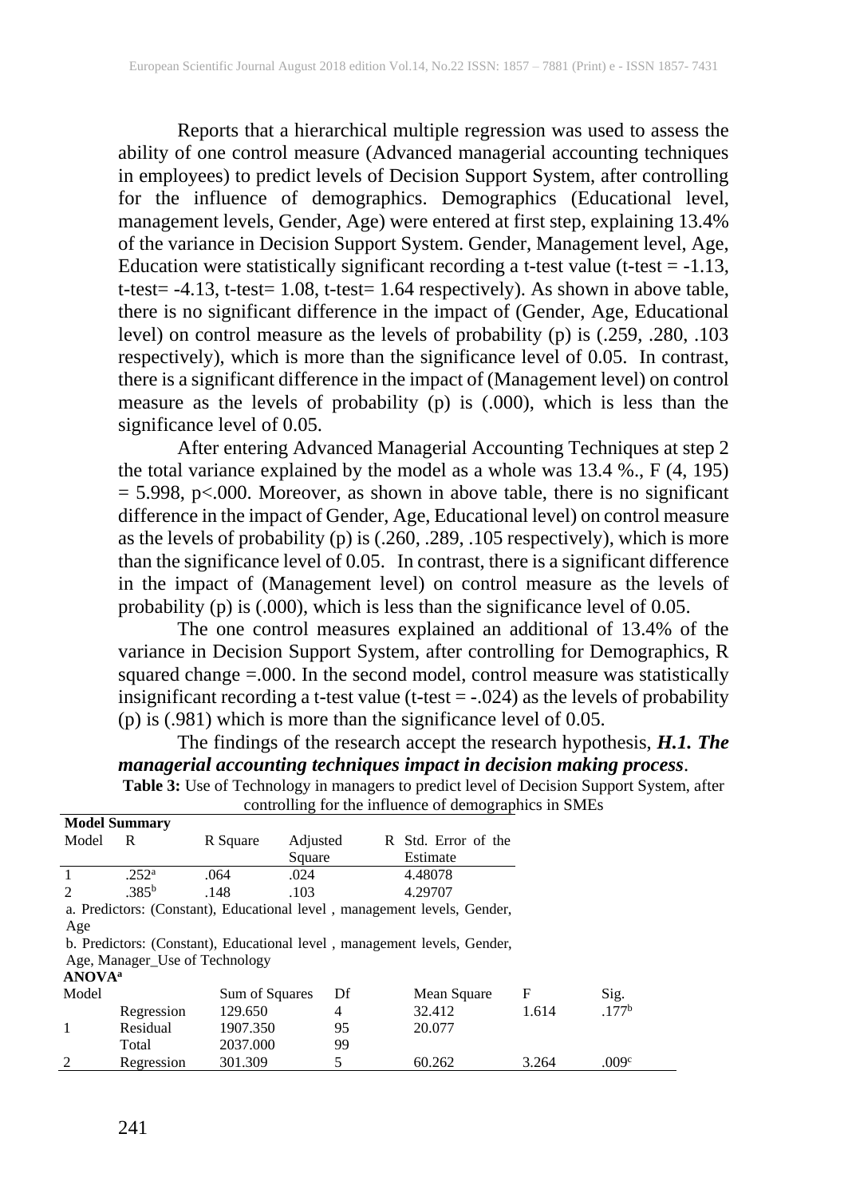Reports that a hierarchical multiple regression was used to assess the ability of one control measure (Advanced managerial accounting techniques in employees) to predict levels of Decision Support System, after controlling for the influence of demographics. Demographics (Educational level, management levels, Gender, Age) were entered at first step, explaining 13.4% of the variance in Decision Support System. Gender, Management level, Age, Education were statistically significant recording a t-test value (t-test = -1.13, t-test= -4.13, t-test= 1.08, t-test= 1.64 respectively). As shown in above table, there is no significant difference in the impact of (Gender, Age, Educational level) on control measure as the levels of probability (p) is (.259, .280, .103 respectively), which is more than the significance level of 0.05. In contrast, there is a significant difference in the impact of (Management level) on control measure as the levels of probability (p) is (.000), which is less than the significance level of 0.05.

After entering Advanced Managerial Accounting Techniques at step 2 the total variance explained by the model as a whole was 13.4 %., $F (4, 195) = 5.998$, $p<.000$. Moreover, as shown in above table, there is no significant difference in the impact of Gender, Age, Educational level) on control measure as the levels of probability (p) is (.260, .289, .105 respectively), which is more than the significance level of 0.05. In contrast, there is a significant difference in the impact of (Management level) on control measure as the levels of probability (p) is (.000), which is less than the significance level of 0.05.

The one control measures explained an additional of 13.4% of the variance in Decision Support System, after controlling for Demographics, R squared change =.000. In the second model, control measure was statistically insignificant recording a t-test value (t-test = -.024) as the levels of probability (p) is (.981) which is more than the significance level of 0.05.

The findings of the research accept the research hypothesis, ***H.1. The managerial accounting techniques impact in decision making process***.

**Table 3:** Use of Technology in managers to predict level of Decision Support System, after controlling for the influence of demographics in SMEs

**Model Summary**

| Model | R | R Square | Adjusted R Square | Std. Error of the Estimate |
|---|---|---|---|---|
| 1 | .252[a] | .064 | .024 | 4.48078 |
| 2 | .385[b] | .148 | .103 | 4.29707 |

a. Predictors: (Constant), Educational level , management levels, Gender, Age

b. Predictors: (Constant), Educational level , management levels, Gender, Age, Manager_Use of Technology

**ANOVA[a]**

| Model | | Sum of Squares | Df | Mean Square | F | Sig. |
|---|---|---|---|---|---|---|
| 1 | Regression | 129.650 | 4 | 32.412 | 1.614 | .177[b] |
| | Residual | 1907.350 | 95 | 20.077 | | |
| | Total | 2037.000 | 99 | | | |
| 2 | Regression | 301.309 | 5 | 60.262 | 3.264 | .009[c] |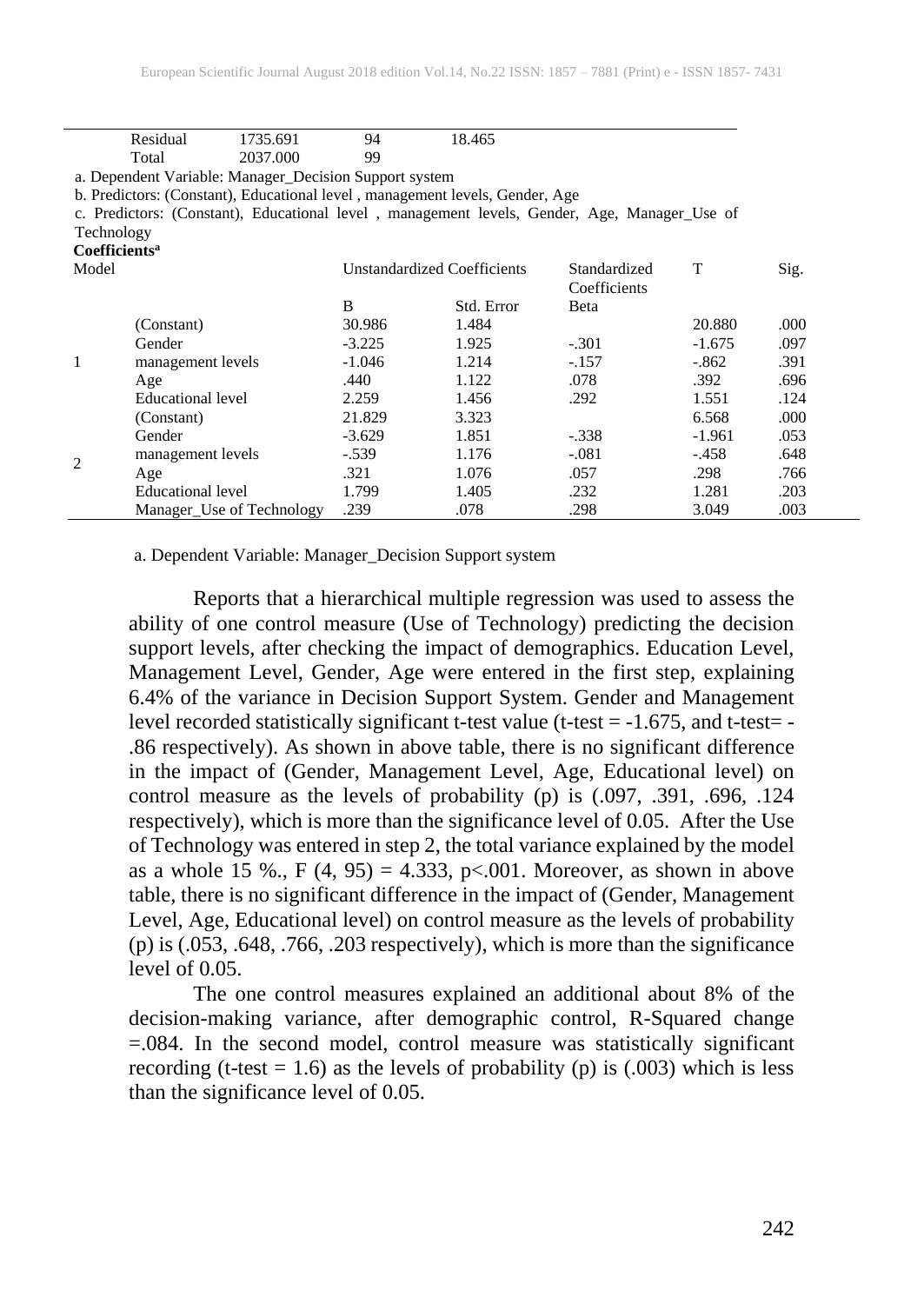| | | | | |
|---|---|---|---|---|
| | Residual | 1735.691 | 94 | 18.465 |
| | Total | 2037.000 | 99 | |

a. Dependent Variable: Manager_Decision Support system

b. Predictors: (Constant), Educational level , management levels, Gender, Age

c. Predictors: (Constant), Educational level , management levels, Gender, Age, Manager_Use of Technology

**Coefficients[a]**

| Model | | Unstandardized Coefficients | | Standardized Coefficients | T | Sig. |
|---|---|---|---|---|---|---|
| | | B | Std. Error | Beta | | |
| 1 | (Constant) | 30.986 | 1.484 | | 20.880 | .000 |
| | Gender | -3.225 | 1.925 | -.301 | -1.675 | .097 |
| | management levels | -1.046 | 1.214 | -.157 | -.862 | .391 |
| | Age | .440 | 1.122 | .078 | .392 | .696 |
| | Educational level | 2.259 | 1.456 | .292 | 1.551 | .124 |
| 2 | (Constant) | 21.829 | 3.323 | | 6.568 | .000 |
| | Gender | -3.629 | 1.851 | -.338 | -1.961 | .053 |
| | management levels | -.539 | 1.176 | -.081 | -.458 | .648 |
| | Age | .321 | 1.076 | .057 | .298 | .766 |
| | Educational level | 1.799 | 1.405 | .232 | 1.281 | .203 |
| | Manager_Use of Technology | .239 | .078 | .298 | 3.049 | .003 |

a. Dependent Variable: Manager_Decision Support system

Reports that a hierarchical multiple regression was used to assess the ability of one control measure (Use of Technology) predicting the decision support levels, after checking the impact of demographics. Education Level, Management Level, Gender, Age were entered in the first step, explaining 6.4% of the variance in Decision Support System. Gender and Management level recorded statistically significant t-test value (t-test = -1.675, and t-test= -.86 respectively). As shown in above table, there is no significant difference in the impact of (Gender, Management Level, Age, Educational level) on control measure as the levels of probability (p) is (.097, .391, .696, .124 respectively), which is more than the significance level of 0.05. After the Use of Technology was entered in step 2, the total variance explained by the model as a whole 15 %., $F(4, 95) = 4.333$, $p<.001$. Moreover, as shown in above table, there is no significant difference in the impact of (Gender, Management Level, Age, Educational level) on control measure as the levels of probability (p) is (.053, .648, .766, .203 respectively), which is more than the significance level of 0.05.

The one control measures explained an additional about 8% of the decision-making variance, after demographic control, R-Squared change =.084. In the second model, control measure was statistically significant recording (t-test = 1.6) as the levels of probability (p) is (.003) which is less than the significance level of 0.05.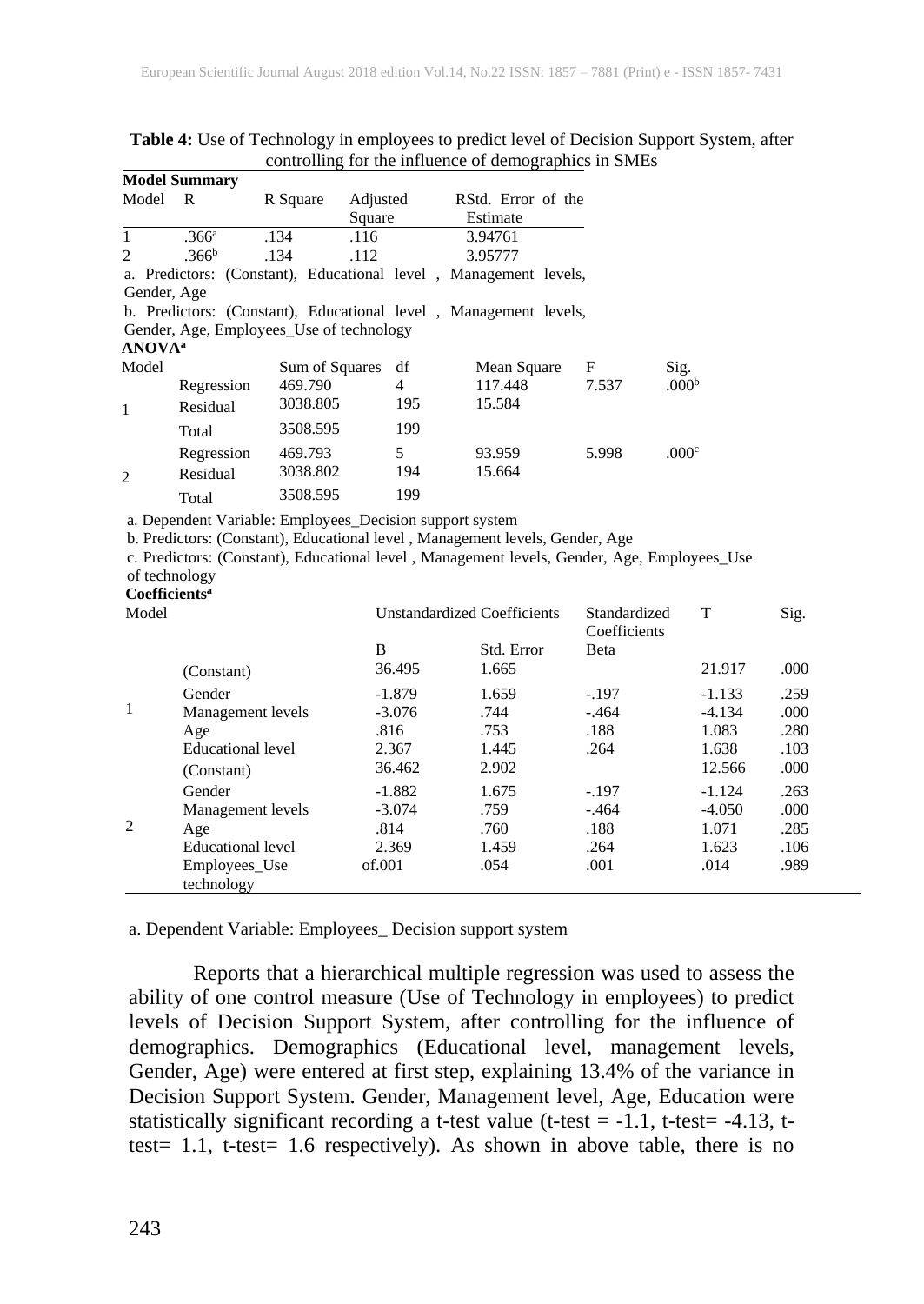**Table 4:** Use of Technology in employees to predict level of Decision Support System, after controlling for the influence of demographics in SMEs

**Model Summary**

| Model | R | R Square | Adjusted R Square | Std. Error of the Estimate |
|---|---|---|---|---|
| 1 | .366[a] | .134 | .116 | 3.94761 |
| 2 | .366[b] | .134 | .112 | 3.95777 |

a. Predictors: (Constant), Educational level , Management levels, Gender, Age

b. Predictors: (Constant), Educational level , Management levels, Gender, Age, Employees_Use of technology

**ANOVA[a]**

| Model | | Sum of Squares | df | Mean Square | F | Sig. |
|---|---|---|---|---|---|---|
| 1 | Regression | 469.790 | 4 | 117.448 | 7.537 | .000[b] |
| | Residual | 3038.805 | 195 | 15.584 | | |
| | Total | 3508.595 | 199 | | | |
| 2 | Regression | 469.793 | 5 | 93.959 | 5.998 | .000[c] |
| | Residual | 3038.802 | 194 | 15.664 | | |
| | Total | 3508.595 | 199 | | | |

a. Dependent Variable: Employees_Decision support system

b. Predictors: (Constant), Educational level , Management levels, Gender, Age

c. Predictors: (Constant), Educational level , Management levels, Gender, Age, Employees_Use of technology

**Coefficients[a]**

| Model | | Unstandardized Coefficients B | Std. Error | Standardized Coefficients Beta | T | Sig. |
|---|---|---|---|---|---|---|
| 1 | (Constant) | 36.495 | 1.665 | | 21.917 | .000 |
| | Gender | -1.879 | 1.659 | -.197 | -1.133 | .259 |
| | Management levels | -3.076 | .744 | -.464 | -4.134 | .000 |
| | Age | .816 | .753 | .188 | 1.083 | .280 |
| | Educational level | 2.367 | 1.445 | .264 | 1.638 | .103 |
| 2 | (Constant) | 36.462 | 2.902 | | 12.566 | .000 |
| | Gender | -1.882 | 1.675 | -.197 | -1.124 | .263 |
| | Management levels | -3.074 | .759 | -.464 | -4.050 | .000 |
| | Age | .814 | .760 | .188 | 1.071 | .285 |
| | Educational level | 2.369 | 1.459 | .264 | 1.623 | .106 |
| | Employees_Use of technology | .001 | .054 | .001 | .014 | .989 |

a. Dependent Variable: Employees_ Decision support system

Reports that a hierarchical multiple regression was used to assess the ability of one control measure (Use of Technology in employees) to predict levels of Decision Support System, after controlling for the influence of demographics. Demographics (Educational level, management levels, Gender, Age) were entered at first step, explaining 13.4% of the variance in Decision Support System. Gender, Management level, Age, Education were statistically significant recording a t-test value (t-test = -1.1, t-test= -4.13, t-test= 1.1, t-test= 1.6 respectively). As shown in above table, there is no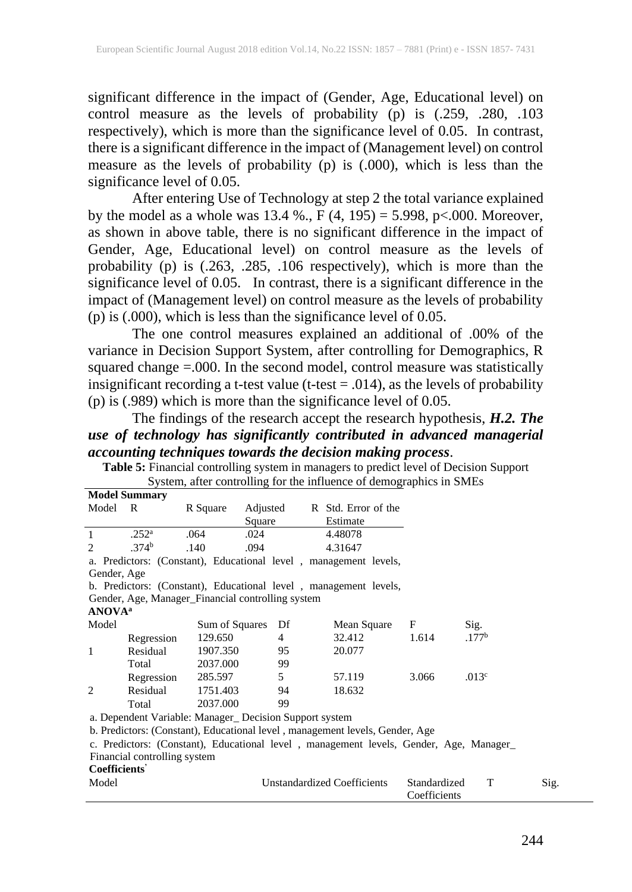significant difference in the impact of (Gender, Age, Educational level) on control measure as the levels of probability (p) is (.259, .280, .103 respectively), which is more than the significance level of 0.05. In contrast, there is a significant difference in the impact of (Management level) on control measure as the levels of probability (p) is (.000), which is less than the significance level of 0.05.

After entering Use of Technology at step 2 the total variance explained by the model as a whole was 13.4 %., $F(4, 195) = 5.998$, $p<.000$. Moreover, as shown in above table, there is no significant difference in the impact of Gender, Age, Educational level) on control measure as the levels of probability (p) is (.263, .285, .106 respectively), which is more than the significance level of 0.05. In contrast, there is a significant difference in the impact of (Management level) on control measure as the levels of probability (p) is (.000), which is less than the significance level of 0.05.

The one control measures explained an additional of .00% of the variance in Decision Support System, after controlling for Demographics, R squared change =.000. In the second model, control measure was statistically insignificant recording a t-test value (t-test = .014), as the levels of probability (p) is (.989) which is more than the significance level of 0.05.

The findings of the research accept the research hypothesis, ***H.2. The use of technology has significantly contributed in advanced managerial accounting techniques towards the decision making process***.

**Table 5:** Financial controlling system in managers to predict level of Decision Support System, after controlling for the influence of demographics in SMEs

**Model Summary**

| Model | R | R Square | Adjusted R Square | Std. Error of the Estimate |
|---|---|---|---|---|
| 1 | .252[a] | .064 | .024 | 4.48078 |
| 2 | .374[b] | .140 | .094 | 4.31647 |

a. Predictors: (Constant), Educational level , management levels, Gender, Age

b. Predictors: (Constant), Educational level , management levels, Gender, Age, Manager_Financial controlling system

**ANOVA[a]**

| Model | | Sum of Squares | Df | Mean Square | F | Sig. |
|---|---|---|---|---|---|---|
| 1 | Regression | 129.650 | 4 | 32.412 | 1.614 | .177[b] |
| | Residual | 1907.350 | 95 | 20.077 | | |
| | Total | 2037.000 | 99 | | | |
| 2 | Regression | 285.597 | 5 | 57.119 | 3.066 | .013[c] |
| | Residual | 1751.403 | 94 | 18.632 | | |
| | Total | 2037.000 | 99 | | | |

a. Dependent Variable: Manager_ Decision Support system

b. Predictors: (Constant), Educational level , management levels, Gender, Age

c. Predictors: (Constant), Educational level , management levels, Gender, Age, Manager_ Financial controlling system

**Coefficients'**

| Model | Unstandardized Coefficients | Standardized Coefficients | T | Sig. |
|---|---|---|---|---|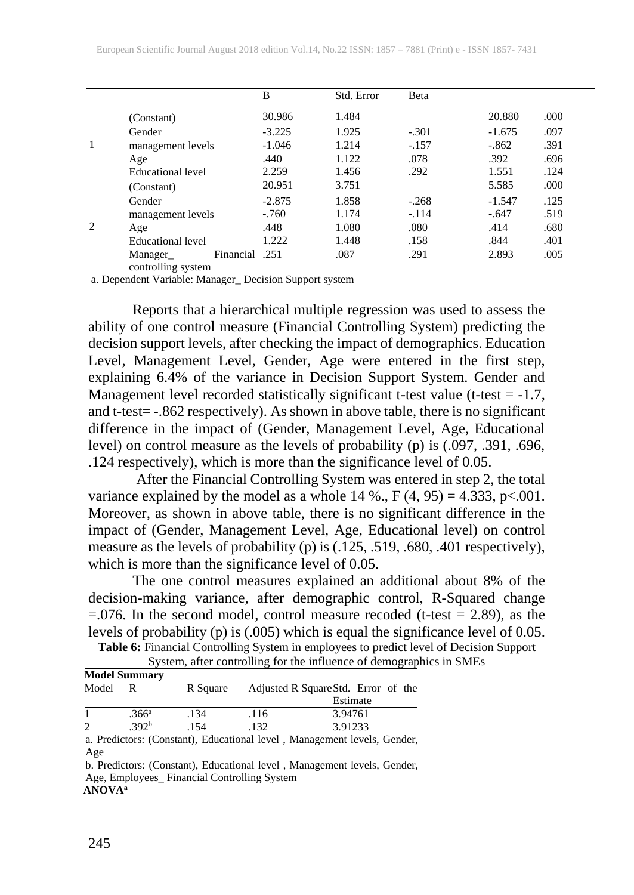| Model | | B | Std. Error | Beta | | |
|---|---|---|---|---|---|---|
| 1 | (Constant) | 30.986 | 1.484 | | 20.880 | .000 |
| | Gender | -3.225 | 1.925 | -.301 | -1.675 | .097 |
| | management levels | -1.046 | 1.214 | -.157 | -.862 | .391 |
| | Age | .440 | 1.122 | .078 | .392 | .696 |
| | Educational level | 2.259 | 1.456 | .292 | 1.551 | .124 |
| 2 | (Constant) | 20.951 | 3.751 | | 5.585 | .000 |
| | Gender | -2.875 | 1.858 | -.268 | -1.547 | .125 |
| | management levels | -.760 | 1.174 | -.114 | -.647 | .519 |
| | Age | .448 | 1.080 | .080 | .414 | .680 |
| | Educational level | 1.222 | 1.448 | .158 | .844 | .401 |
| | Manager_ Financial controlling system | .251 | .087 | .291 | 2.893 | .005 |

a. Dependent Variable: Manager_ Decision Support system

Reports that a hierarchical multiple regression was used to assess the ability of one control measure (Financial Controlling System) predicting the decision support levels, after checking the impact of demographics. Education Level, Management Level, Gender, Age were entered in the first step, explaining 6.4% of the variance in Decision Support System. Gender and Management level recorded statistically significant t-test value (t-test = -1.7, and t-test= -.862 respectively). As shown in above table, there is no significant difference in the impact of (Gender, Management Level, Age, Educational level) on control measure as the levels of probability (p) is (.097, .391, .696, .124 respectively), which is more than the significance level of 0.05.

After the Financial Controlling System was entered in step 2, the total variance explained by the model as a whole 14 %., $F (4, 95) = 4.333$, $p<.001$. Moreover, as shown in above table, there is no significant difference in the impact of (Gender, Management Level, Age, Educational level) on control measure as the levels of probability (p) is (.125, .519, .680, .401 respectively), which is more than the significance level of 0.05.

The one control measures explained an additional about 8% of the decision-making variance, after demographic control, R-Squared change =.076. In the second model, control measure recoded (t-test = 2.89), as the levels of probability (p) is (.005) which is equal the significance level of 0.05.

**Table 6:** Financial Controlling System in employees to predict level of Decision Support System, after controlling for the influence of demographics in SMEs

**Model Summary**

| Model | R | R Square | Adjusted R Square | Std. Error of the Estimate |
|---|---|---|---|---|
| 1 | .366[a] | .134 | .116 | 3.94761 |
| 2 | .392[b] | .154 | .132 | 3.91233 |

a. Predictors: (Constant), Educational level , Management levels, Gender, Age

b. Predictors: (Constant), Educational level , Management levels, Gender, Age, Employees_ Financial Controlling System

**ANOVA[a]**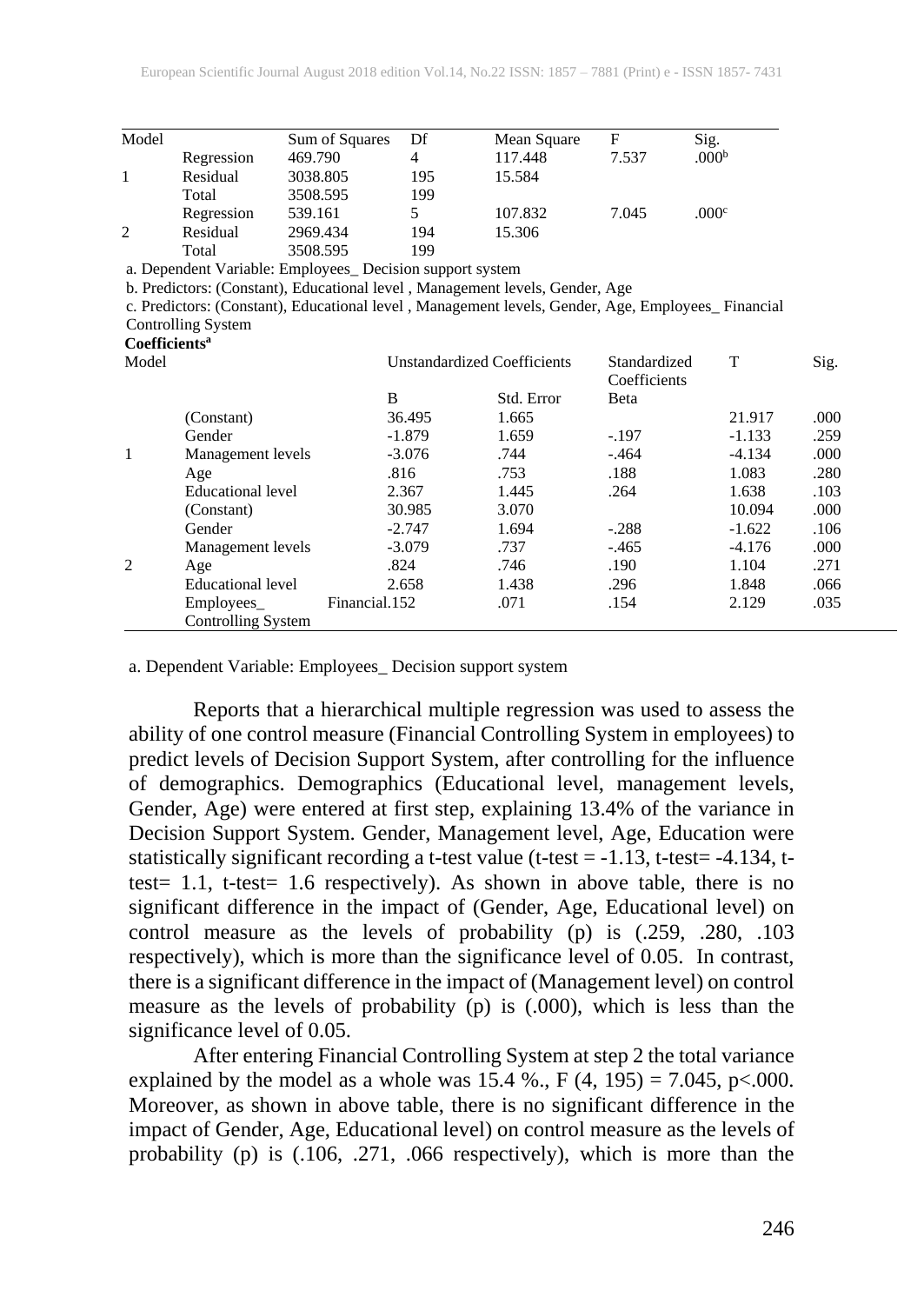| Model | | Sum of Squares | Df | Mean Square | F | Sig. |
|---|---|---|---|---|---|---|
| | Regression | 469.790 | 4 | 117.448 | 7.537 | .000[b] |
| 1 | Residual | 3038.805 | 195 | 15.584 | | |
| | Total | 3508.595 | 199 | | | |
| | Regression | 539.161 | 5 | 107.832 | 7.045 | .000[c] |
| 2 | Residual | 2969.434 | 194 | 15.306 | | |
| | Total | 3508.595 | 199 | | | |

a. Dependent Variable: Employees_ Decision support system

b. Predictors: (Constant), Educational level , Management levels, Gender, Age

c. Predictors: (Constant), Educational level , Management levels, Gender, Age, Employees_ Financial Controlling System

**Coefficients[a]**

| Model | | Unstandardized Coefficients | | Standardized Coefficients | T | Sig. |
|---|---|---|---|---|---|---|
| | | B | Std. Error | Beta | | |
| | (Constant) | 36.495 | 1.665 | | 21.917 | .000 |
| | Gender | -1.879 | 1.659 | -.197 | -1.133 | .259 |
| 1 | Management levels | -3.076 | .744 | -.464 | -4.134 | .000 |
| | Age | .816 | .753 | .188 | 1.083 | .280 |
| | Educational level | 2.367 | 1.445 | .264 | 1.638 | .103 |
| | (Constant) | 30.985 | 3.070 | | 10.094 | .000 |
| | Gender | -2.747 | 1.694 | -.288 | -1.622 | .106 |
| | Management levels | -3.079 | .737 | -.465 | -4.176 | .000 |
| 2 | Age | .824 | .746 | .190 | 1.104 | .271 |
| | Educational level | 2.658 | 1.438 | .296 | 1.848 | .066 |
| | Employees_ Financial Controlling System | .152 | .071 | .154 | 2.129 | .035 |

a. Dependent Variable: Employees_ Decision support system

Reports that a hierarchical multiple regression was used to assess the ability of one control measure (Financial Controlling System in employees) to predict levels of Decision Support System, after controlling for the influence of demographics. Demographics (Educational level, management levels, Gender, Age) were entered at first step, explaining 13.4% of the variance in Decision Support System. Gender, Management level, Age, Education were statistically significant recording a t-test value (t-test = -1.13, t-test= -4.134, t-test= 1.1, t-test= 1.6 respectively). As shown in above table, there is no significant difference in the impact of (Gender, Age, Educational level) on control measure as the levels of probability (p) is (.259, .280, .103 respectively), which is more than the significance level of 0.05. In contrast, there is a significant difference in the impact of (Management level) on control measure as the levels of probability (p) is (.000), which is less than the significance level of 0.05.

After entering Financial Controlling System at step 2 the total variance explained by the model as a whole was 15.4 %., $F(4, 195) = 7.045$, $p<.000$. Moreover, as shown in above table, there is no significant difference in the impact of Gender, Age, Educational level) on control measure as the levels of probability (p) is (.106, .271, .066 respectively), which is more than the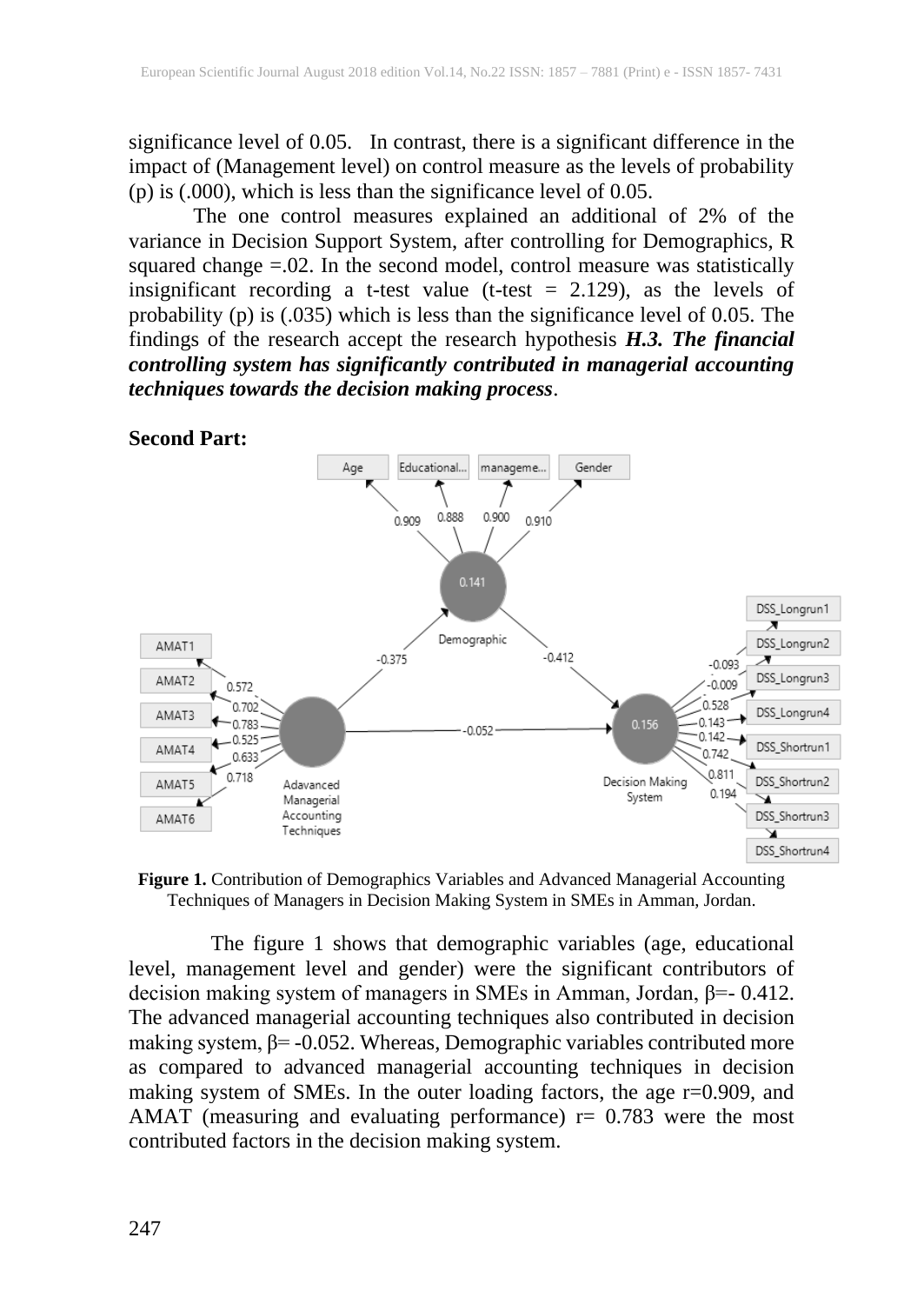significance level of 0.05. In contrast, there is a significant difference in the impact of (Management level) on control measure as the levels of probability (p) is (.000), which is less than the significance level of 0.05.

The one control measures explained an additional of 2% of the variance in Decision Support System, after controlling for Demographics, R squared change =.02. In the second model, control measure was statistically insignificant recording a t-test value (t-test = 2.129), as the levels of probability (p) is (.035) which is less than the significance level of 0.05. The findings of the research accept the research hypothesis ***H.3. The financial controlling system has significantly contributed in managerial accounting techniques towards the decision making process***.

**Second Part:**

**Figure 1.** Contribution of Demographics Variables and Advanced Managerial Accounting Techniques of Managers in Decision Making System in SMEs in Amman, Jordan.

The figure 1 shows that demographic variables (age, educational level, management level and gender) were the significant contributors of decision making system of managers in SMEs in Amman, Jordan, β=- 0.412. The advanced managerial accounting techniques also contributed in decision making system, β= -0.052. Whereas, Demographic variables contributed more as compared to advanced managerial accounting techniques in decision making system of SMEs. In the outer loading factors, the age r=0.909, and AMAT (measuring and evaluating performance) r= 0.783 were the most contributed factors in the decision making system.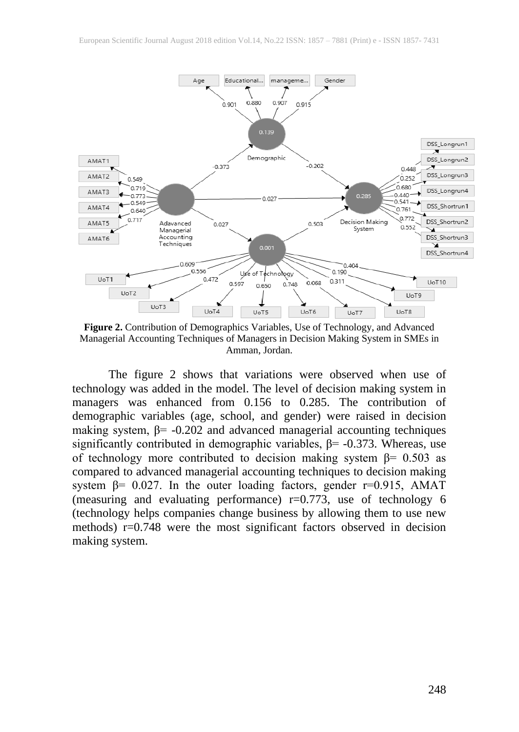**Figure 2.** Contribution of Demographics Variables, Use of Technology, and Advanced Managerial Accounting Techniques of Managers in Decision Making System in SMEs in Amman, Jordan.

The figure 2 shows that variations were observed when use of technology was added in the model. The level of decision making system in managers was enhanced from 0.156 to 0.285. The contribution of demographic variables (age, school, and gender) were raised in decision making system, β= -0.202 and advanced managerial accounting techniques significantly contributed in demographic variables, β= -0.373. Whereas, use of technology more contributed to decision making system β= 0.503 as compared to advanced managerial accounting techniques to decision making system β= 0.027. In the outer loading factors, gender r=0.915, AMAT (measuring and evaluating performance) r=0.773, use of technology 6 (technology helps companies change business by allowing them to use new methods) r=0.748 were the most significant factors observed in decision making system.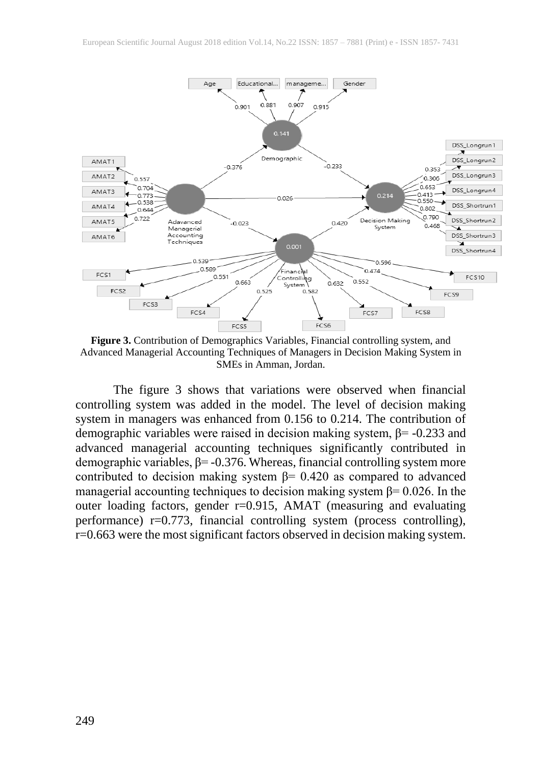**Figure 3.** Contribution of Demographics Variables, Financial controlling system, and Advanced Managerial Accounting Techniques of Managers in Decision Making System in SMEs in Amman, Jordan.

The figure 3 shows that variations were observed when financial controlling system was added in the model. The level of decision making system in managers was enhanced from 0.156 to 0.214. The contribution of demographic variables were raised in decision making system, β= -0.233 and advanced managerial accounting techniques significantly contributed in demographic variables, β= -0.376. Whereas, financial controlling system more contributed to decision making system β= 0.420 as compared to advanced managerial accounting techniques to decision making system β= 0.026. In the outer loading factors, gender r=0.915, AMAT (measuring and evaluating performance) r=0.773, financial controlling system (process controlling), r=0.663 were the most significant factors observed in decision making system.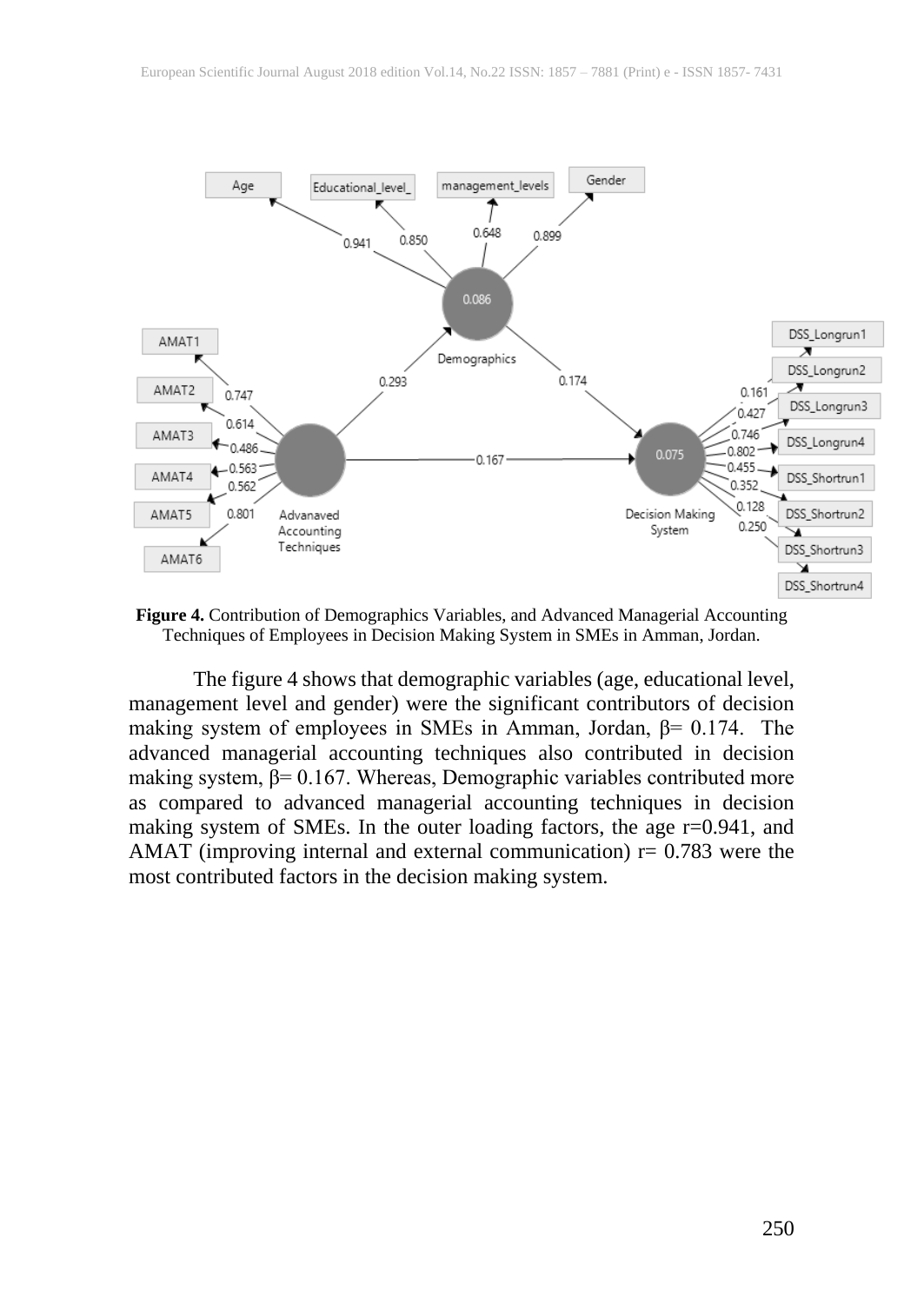**Figure 4.** Contribution of Demographics Variables, and Advanced Managerial Accounting Techniques of Employees in Decision Making System in SMEs in Amman, Jordan.

The figure 4 shows that demographic variables (age, educational level, management level and gender) were the significant contributors of decision making system of employees in SMEs in Amman, Jordan, $\beta = 0.174$. The advanced managerial accounting techniques also contributed in decision making system, $\beta = 0.167$. Whereas, Demographic variables contributed more as compared to advanced managerial accounting techniques in decision making system of SMEs. In the outer loading factors, the age $r = 0.941$, and AMAT (improving internal and external communication) $r = 0.783$ were the most contributed factors in the decision making system.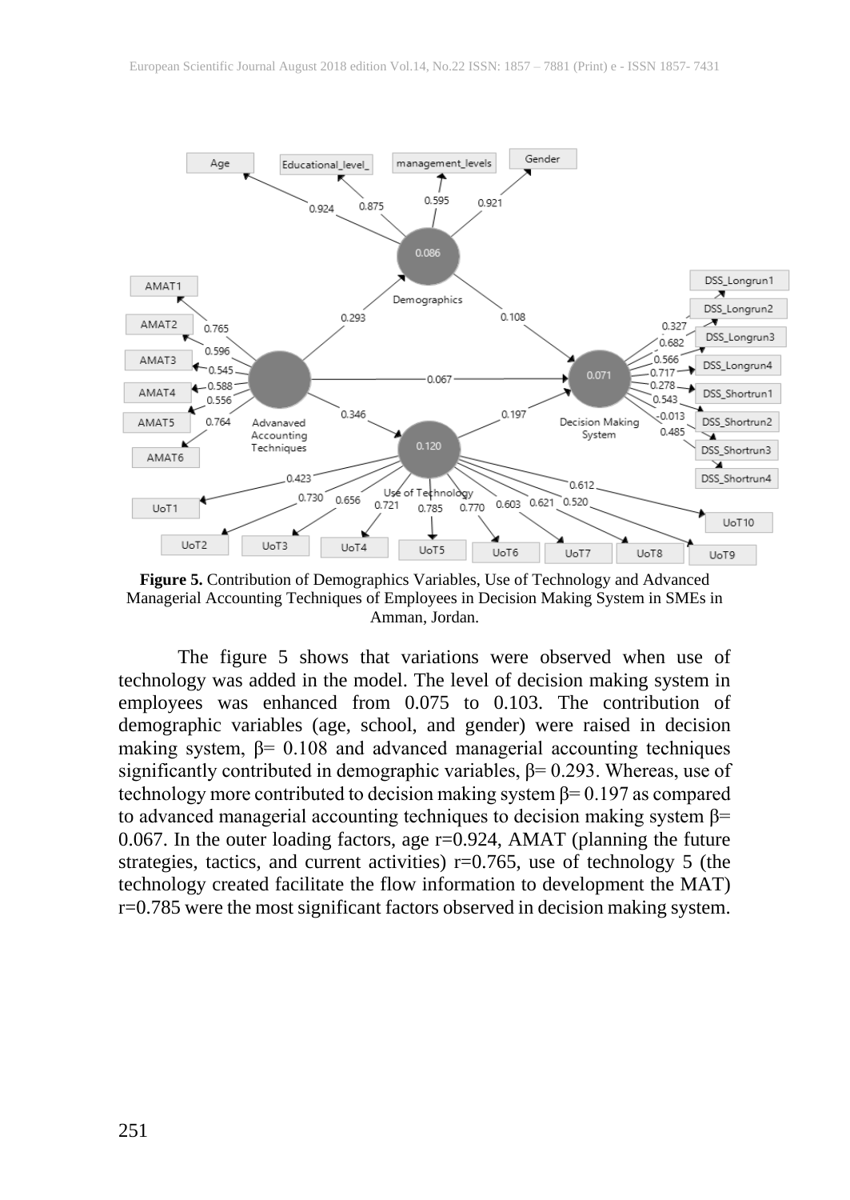**Figure 5.** Contribution of Demographics Variables, Use of Technology and Advanced Managerial Accounting Techniques of Employees in Decision Making System in SMEs in Amman, Jordan.

The figure 5 shows that variations were observed when use of technology was added in the model. The level of decision making system in employees was enhanced from 0.075 to 0.103. The contribution of demographic variables (age, school, and gender) were raised in decision making system, β= 0.108 and advanced managerial accounting techniques significantly contributed in demographic variables, β= 0.293. Whereas, use of technology more contributed to decision making system β= 0.197 as compared to advanced managerial accounting techniques to decision making system β= 0.067. In the outer loading factors, age r=0.924, AMAT (planning the future strategies, tactics, and current activities) r=0.765, use of technology 5 (the technology created facilitate the flow information to development the MAT) r=0.785 were the most significant factors observed in decision making system.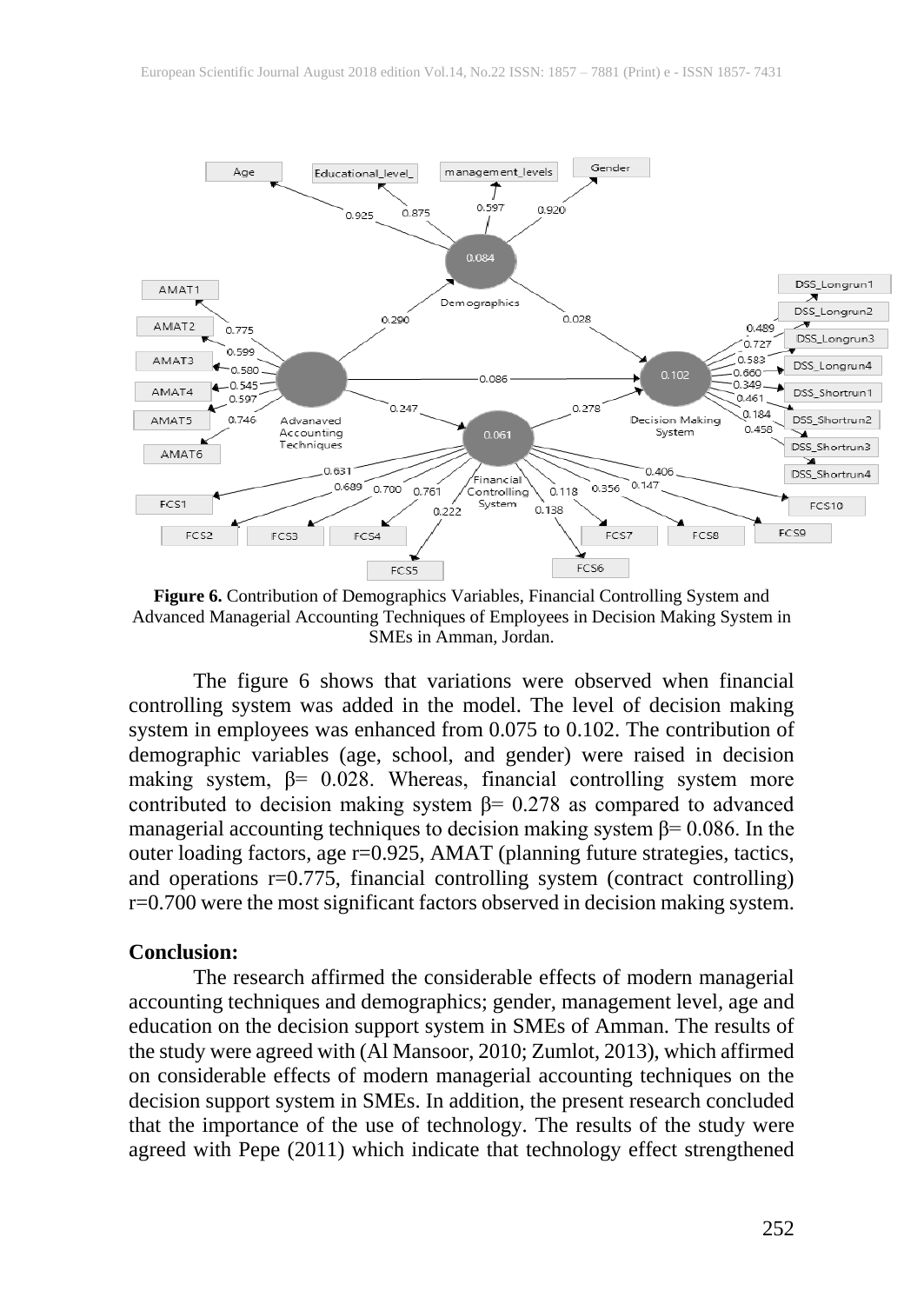**Figure 6.** Contribution of Demographics Variables, Financial Controlling System and Advanced Managerial Accounting Techniques of Employees in Decision Making System in SMEs in Amman, Jordan.

The figure 6 shows that variations were observed when financial controlling system was added in the model. The level of decision making system in employees was enhanced from 0.075 to 0.102. The contribution of demographic variables (age, school, and gender) were raised in decision making system, β= 0.028. Whereas, financial controlling system more contributed to decision making system β= 0.278 as compared to advanced managerial accounting techniques to decision making system β= 0.086. In the outer loading factors, age r=0.925, AMAT (planning future strategies, tactics, and operations r=0.775, financial controlling system (contract controlling) r=0.700 were the most significant factors observed in decision making system.

## Conclusion:

The research affirmed the considerable effects of modern managerial accounting techniques and demographics; gender, management level, age and education on the decision support system in SMEs of Amman. The results of the study were agreed with (Al Mansoor, 2010; Zumlot, 2013), which affirmed on considerable effects of modern managerial accounting techniques on the decision support system in SMEs. In addition, the present research concluded that the importance of the use of technology. The results of the study were agreed with Pepe (2011) which indicate that technology effect strengthened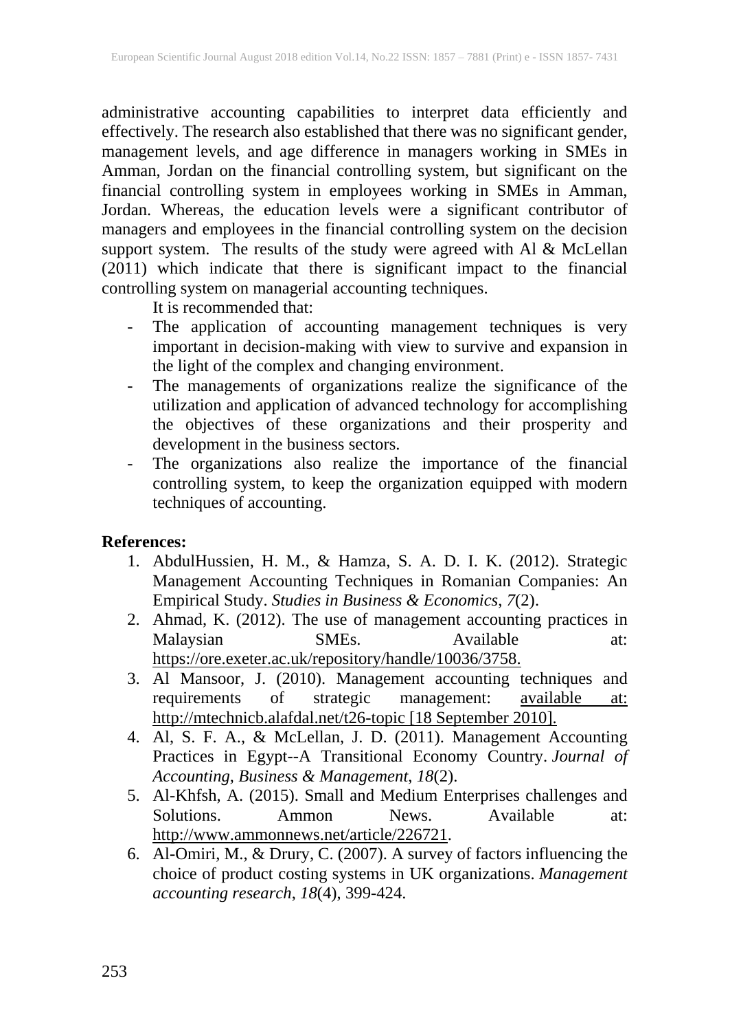administrative accounting capabilities to interpret data efficiently and effectively. The research also established that there was no significant gender, management levels, and age difference in managers working in SMEs in Amman, Jordan on the financial controlling system, but significant on the financial controlling system in employees working in SMEs in Amman, Jordan. Whereas, the education levels were a significant contributor of managers and employees in the financial controlling system on the decision support system. The results of the study were agreed with Al & McLellan (2011) which indicate that there is significant impact to the financial controlling system on managerial accounting techniques.

It is recommended that:

- The application of accounting management techniques is very important in decision-making with view to survive and expansion in the light of the complex and changing environment.
- The managements of organizations realize the significance of the utilization and application of advanced technology for accomplishing the objectives of these organizations and their prosperity and development in the business sectors.
- The organizations also realize the importance of the financial controlling system, to keep the organization equipped with modern techniques of accounting.

**References:**

1. AbdulHussien, H. M., & Hamza, S. A. D. I. K. (2012). Strategic Management Accounting Techniques in Romanian Companies: An Empirical Study. *Studies in Business & Economics*, *7*(2).
2. Ahmad, K. (2012). The use of management accounting practices in Malaysian SMEs. Available at: https://ore.exeter.ac.uk/repository/handle/10036/3758.
3. Al Mansoor, J. (2010). Management accounting techniques and requirements of strategic management: available at: http://mtechnicb.alafdal.net/t26-topic [18 September 2010].
4. Al, S. F. A., & McLellan, J. D. (2011). Management Accounting Practices in Egypt--A Transitional Economy Country. *Journal of Accounting, Business & Management*, *18*(2).
5. Al-Khfsh, A. (2015). Small and Medium Enterprises challenges and Solutions. Ammon News. Available at: http://www.ammonnews.net/article/226721.
6. Al-Omiri, M., & Drury, C. (2007). A survey of factors influencing the choice of product costing systems in UK organizations. *Management accounting research*, *18*(4), 399-424.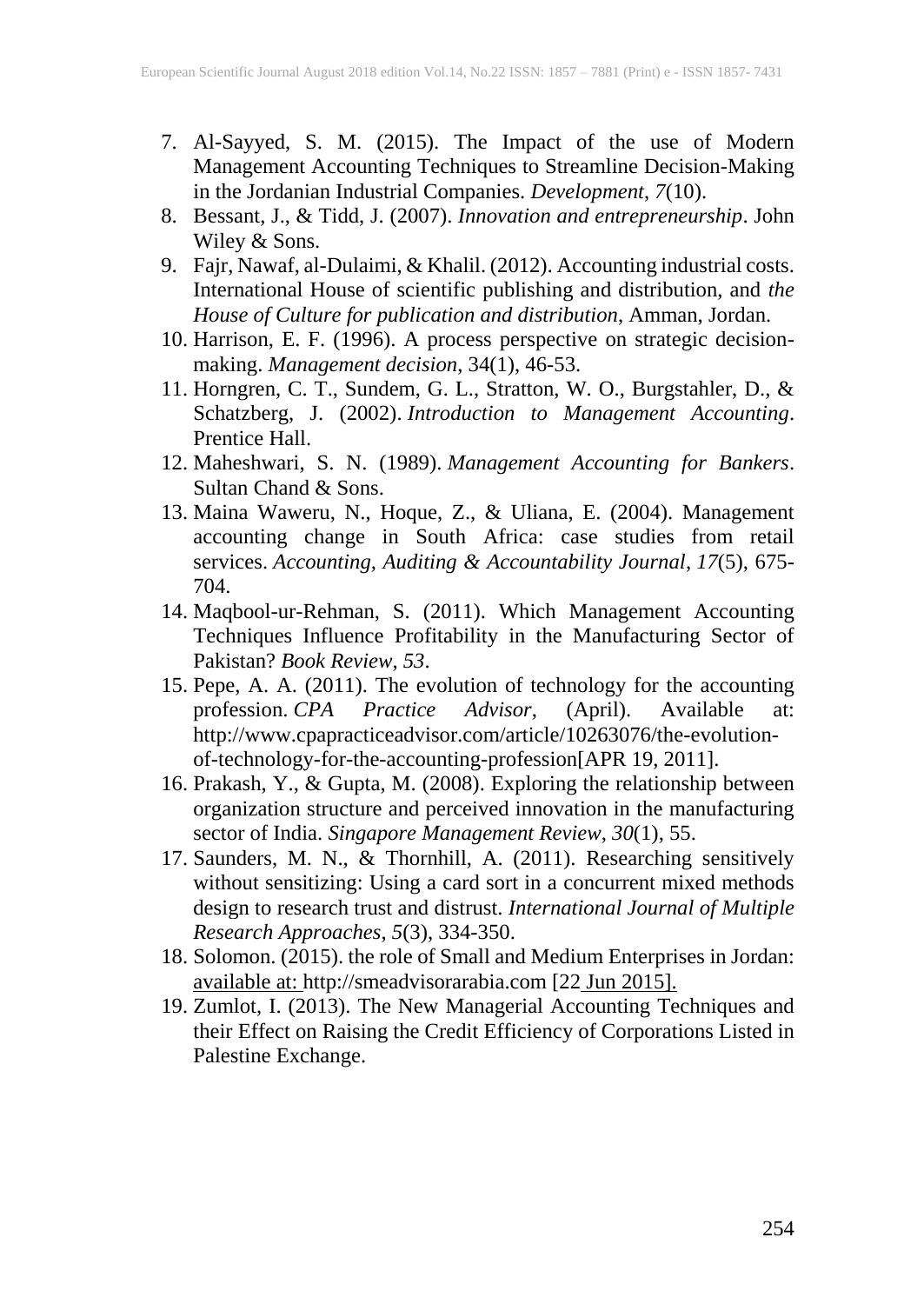7. Al-Sayyed, S. M. (2015). The Impact of the use of Modern Management Accounting Techniques to Streamline Decision-Making in the Jordanian Industrial Companies. *Development*, *7*(10).
8. Bessant, J., & Tidd, J. (2007). *Innovation and entrepreneurship*. John Wiley & Sons.
9. Fajr, Nawaf, al-Dulaimi, & Khalil. (2012). Accounting industrial costs. International House of scientific publishing and distribution, and *the House of Culture for publication and distribution*, Amman, Jordan.
10. Harrison, E. F. (1996). A process perspective on strategic decision-making. *Management decision*, 34(1), 46-53.
11. Horngren, C. T., Sundem, G. L., Stratton, W. O., Burgstahler, D., & Schatzberg, J. (2002). *Introduction to Management Accounting*. Prentice Hall.
12. Maheshwari, S. N. (1989). *Management Accounting for Bankers*. Sultan Chand & Sons.
13. Maina Waweru, N., Hoque, Z., & Uliana, E. (2004). Management accounting change in South Africa: case studies from retail services. *Accounting, Auditing & Accountability Journal*, *17*(5), 675-704.
14. Maqbool-ur-Rehman, S. (2011). Which Management Accounting Techniques Influence Profitability in the Manufacturing Sector of Pakistan? *Book Review*, *53*.
15. Pepe, A. A. (2011). The evolution of technology for the accounting profession. *CPA Practice Advisor*, (April). Available at: http://www.cpapracticeadvisor.com/article/10263076/the-evolution-of-technology-for-the-accounting-profession[APR 19, 2011].
16. Prakash, Y., & Gupta, M. (2008). Exploring the relationship between organization structure and perceived innovation in the manufacturing sector of India. *Singapore Management Review*, *30*(1), 55.
17. Saunders, M. N., & Thornhill, A. (2011). Researching sensitively without sensitizing: Using a card sort in a concurrent mixed methods design to research trust and distrust. *International Journal of Multiple Research Approaches*, *5*(3), 334-350.
18. Solomon. (2015). the role of Small and Medium Enterprises in Jordan: available at: http://smeadvisorarabia.com [22 Jun 2015].
19. Zumlot, I. (2013). The New Managerial Accounting Techniques and their Effect on Raising the Credit Efficiency of Corporations Listed in Palestine Exchange.